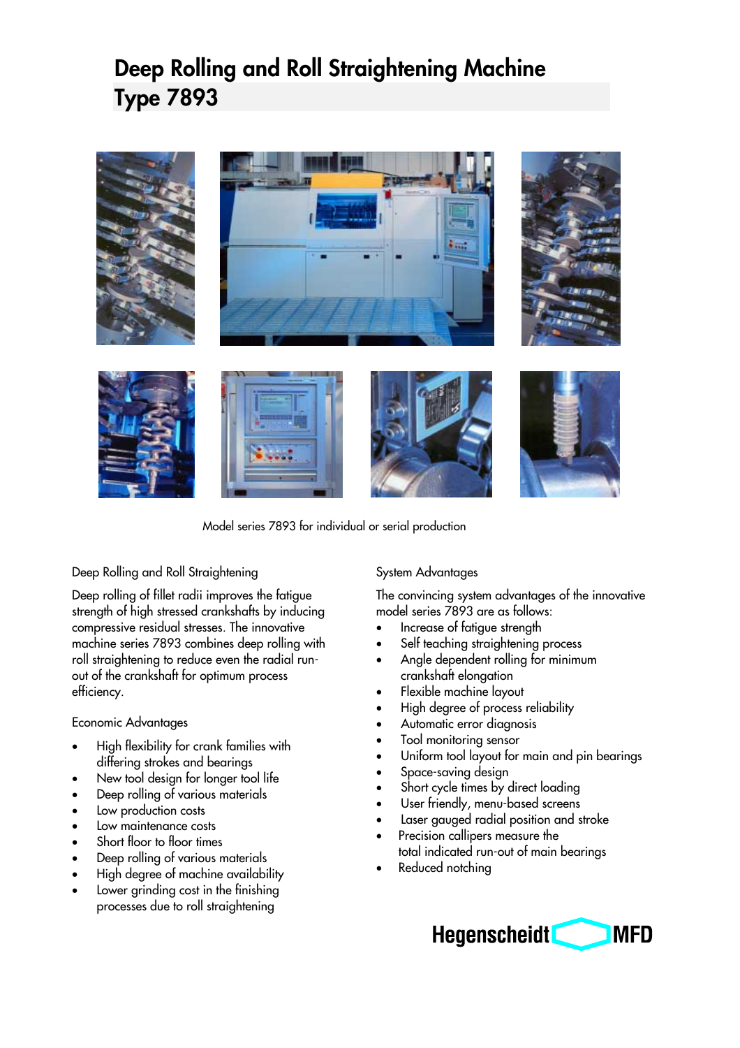# Deep Rolling and Roll Straightening Machine Type 7893

Model series 7893 for individual or serial production

## Deep Rolling and Roll Straightening

Deep rolling of fillet radii improves the fatigue strength of high stressed crankshafts by inducing compressive residual stresses. The innovative machine series 7893 combines deep rolling with roll straightening to reduce even the radial run-out of the crankshaft for optimum process efficiency.

## Economic Advantages

- High flexibility for crank families with differing strokes and bearings
- New tool design for longer tool life
- Deep rolling of various materials
- Low production costs
- Low maintenance costs
- Short floor to floor times
- Deep rolling of various materials
- High degree of machine availability
- Lower grinding cost in the finishing processes due to roll straightening

## System Advantages

The convincing system advantages of the innovative model series 7893 are as follows:

- Increase of fatigue strength
- Self teaching straightening process
- Angle dependent rolling for minimum crankshaft elongation
- Flexible machine layout
- High degree of process reliability
- Automatic error diagnosis
- Tool monitoring sensor
- Uniform tool layout for main and pin bearings
- Space-saving design
- Short cycle times by direct loading
- User friendly, menu-based screens
- Laser gauged radial position and stroke
- Precision callipers measure the total indicated run-out of main bearings
- Reduced notching

Hegenscheidt MFD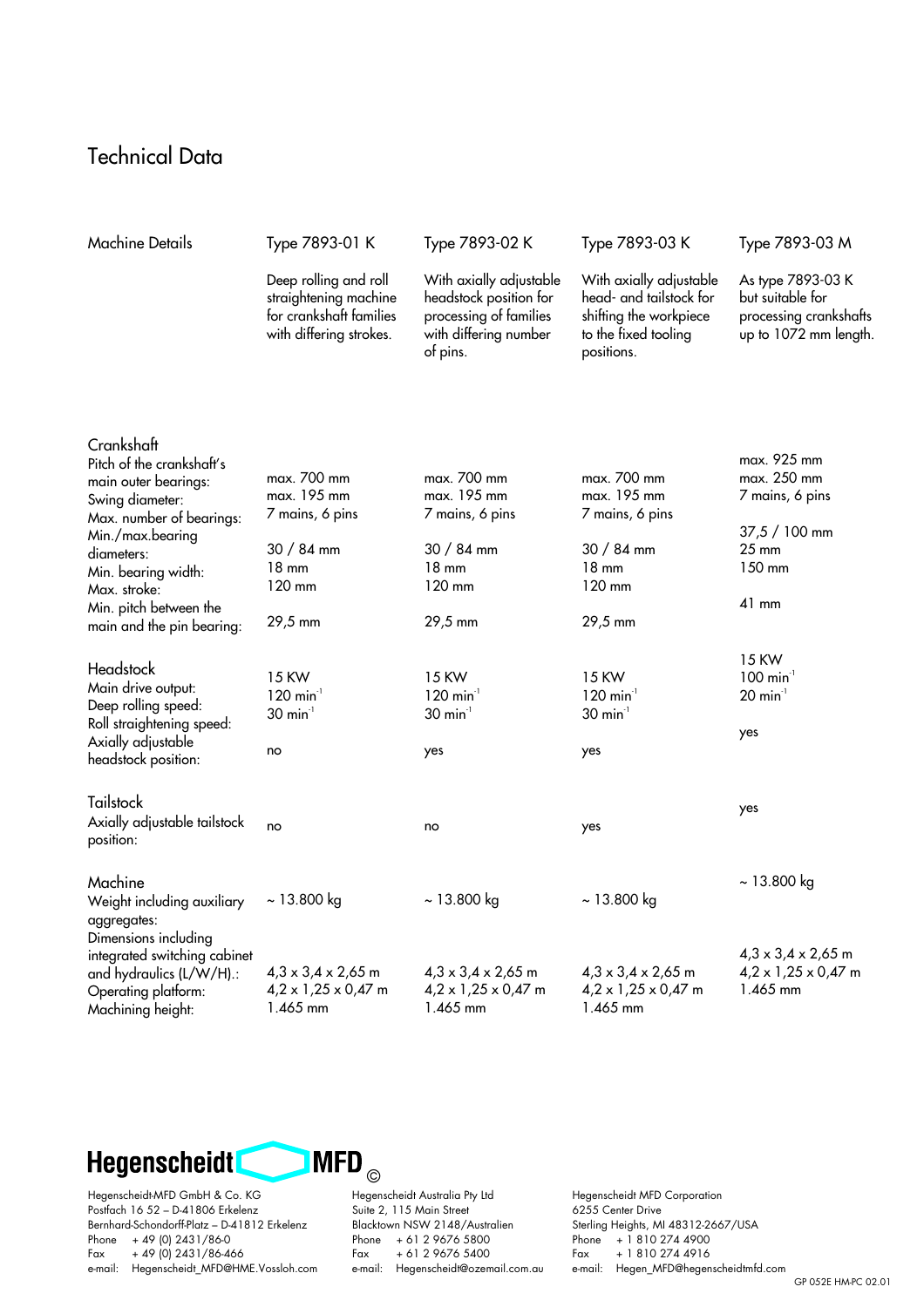# Technical Data

| Machine Details | Type 7893-01 K | Type 7893-02 K | Type 7893-03 K | Type 7893-03 M |
|---|---|---|---|---|
| | Deep rolling and roll straightening machine for crankshaft families with differing strokes. | With axially adjustable headstock position for processing of families with differing number of pins. | With axially adjustable head- and tailstock for shifting the workpiece to the fixed tooling positions. | As type 7893-03 K but suitable for processing crankshafts up to 1072 mm length. |
| **Crankshaft** | | | | |
| Pitch of the crankshaft's main outer bearings: | max. 700 mm | max. 700 mm | max. 700 mm | max. 925 mm |
| Swing diameter: | max. 195 mm | max. 195 mm | max. 195 mm | max. 250 mm |
| Max. number of bearings: | 7 mains, 6 pins | 7 mains, 6 pins | 7 mains, 6 pins | 7 mains, 6 pins |
| Min./max.bearing diameters: | 30 / 84 mm | 30 / 84 mm | 30 / 84 mm | 37,5 / 100 mm |
| Min. bearing width: | 18 mm | 18 mm | 18 mm | 25 mm |
| Max. stroke: | 120 mm | 120 mm | 120 mm | 150 mm |
| Min. pitch between the main and the pin bearing: | 29,5 mm | 29,5 mm | 29,5 mm | 41 mm |
| **Headstock** | | | | |
| Main drive output: | 15 KW | 15 KW | 15 KW | 15 KW |
| Deep rolling speed: | 120 $min^{-1}$ | 120 $min^{-1}$ | 120 $min^{-1}$ | 100 $min^{-1}$ |
| Roll straightening speed: | 30 $min^{-1}$ | 30 $min^{-1}$ | 30 $min^{-1}$ | 20 $min^{-1}$ |
| Axially adjustable headstock position: | no | yes | yes | yes |
| **Tailstock** | | | | |
| Axially adjustable tailstock position: | no | no | yes | yes |
| **Machine** | | | | |
| Weight including auxiliary aggregates: | ~ 13.800 kg | ~ 13.800 kg | ~ 13.800 kg | ~ 13.800 kg |
| Dimensions including integrated switching cabinet and hydraulics (L/W/H).: | 4,3 x 3,4 x 2,65 m | 4,3 x 3,4 x 2,65 m | 4,3 x 3,4 x 2,65 m | 4,3 x 3,4 x 2,65 m |
| Operating platform: | 4,2 x 1,25 x 0,47 m | 4,2 x 1,25 x 0,47 m | 4,2 x 1,25 x 0,47 m | 4,2 x 1,25 x 0,47 m |
| Machining height: | 1.465 mm | 1.465 mm | 1.465 mm | 1.465 mm |

**Hegenscheidt MFD ©**

Hegenscheidt-MFD GmbH & Co. KG
Postfach 16 52 – D-41806 Erkelenz
Bernhard-Schondorff-Platz – D-41812 Erkelenz
Phone + 49 (0) 2431/86-0
Fax + 49 (0) 2431/86-466
e-mail: Hegenscheidt_MFD@HME.Vossloh.com

Hegenscheidt Australia Pty Ltd
Suite 2, 115 Main Street
Blacktown NSW 2148/Australien
Phone + 61 2 9676 5800
Fax + 61 2 9676 5400
e-mail: Hegenscheidt@ozemail.com.au

Hegenscheidt MFD Corporation
6255 Center Drive
Sterling Heights, MI 48312-2667/USA
Phone + 1 810 274 4900
Fax + 1 810 274 4916
e-mail: Hegen_MFD@hegenscheidtmfd.com

GP 052E HM-PC 02.01